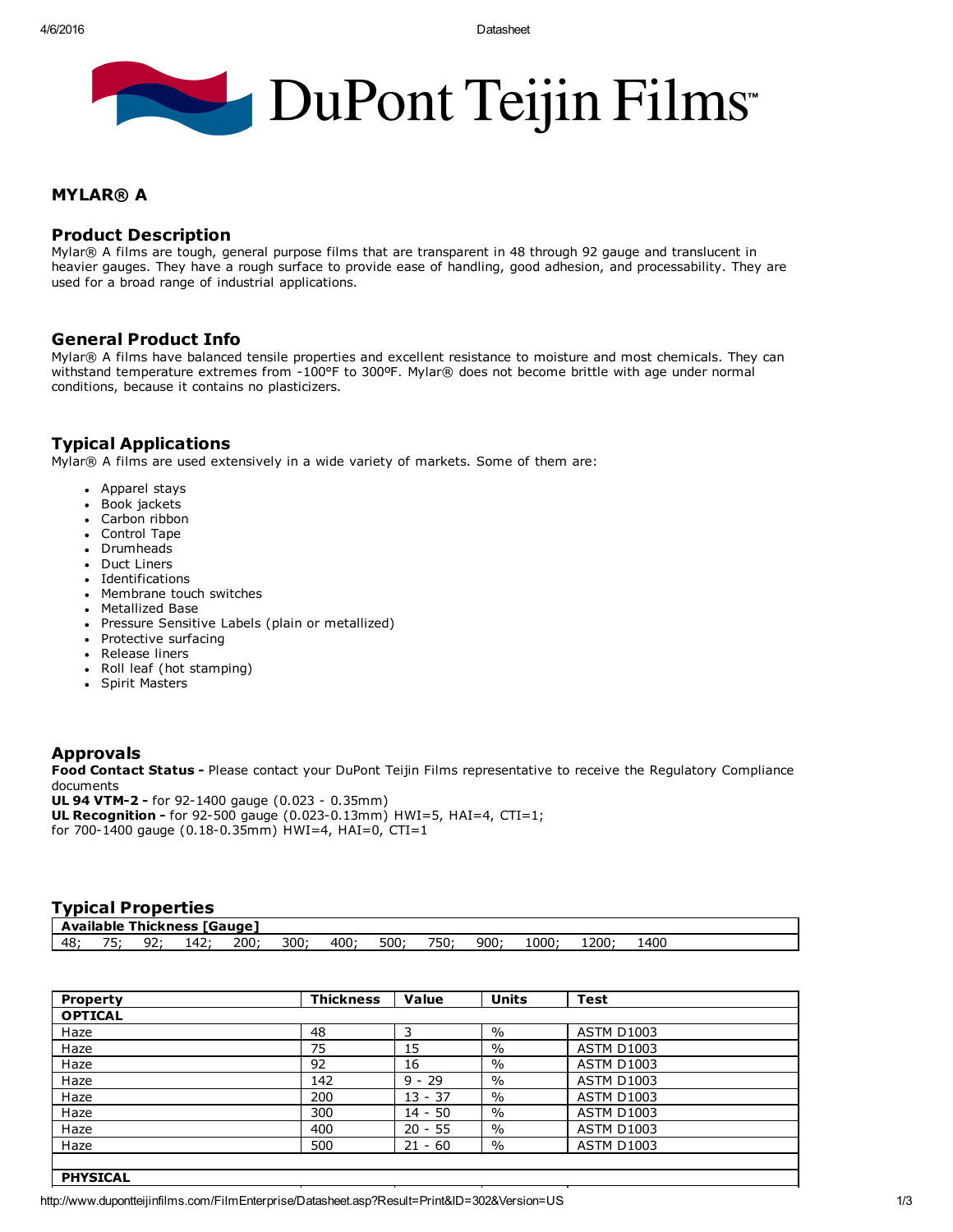DuPont Teijin Films™

## MYLAR® A

### Product Description

Mylar® A films are tough, general purpose films that are transparent in 48 through 92 gauge and translucent in heavier gauges. They have a rough surface to provide ease of handling, good adhesion, and processability. They are used for a broad range of industrial applications.

### General Product Info

Mylar® A films have balanced tensile properties and excellent resistance to moisture and most chemicals. They can withstand temperature extremes from -100ºF to 300ºF. Mylar® does not become brittle with age under normal conditions, because it contains no plasticizers.

### Typical Applications

Mylar® A films are used extensively in a wide variety of markets. Some of them are:

- Apparel stays
- Book jackets
- Carbon ribbon
- Control Tape
- Drumheads
- Duct Liners
- Identifications
- Membrane touch switches
- Metallized Base
- Pressure Sensitive Labels (plain or metallized)
- Protective surfacing
- Release liners
- Roll leaf (hot stamping)
- Spirit Masters

### Approvals

**Food Contact Status -** Please contact your DuPont Teijin Films representative to receive the Regulatory Compliance documents
**UL 94 VTM-2 -** for 92-1400 gauge (0.023 - 0.35mm)
**UL Recognition -** for 92-500 gauge (0.023-0.13mm) HWI=5, HAI=4, CTI=1;
for 700-1400 gauge (0.18-0.35mm) HWI=4, HAI=0, CTI=1

### Typical Properties

| Available Thickness [Gauge] |
|---|
| 48; 75; 92; 142; 200; 300; 400; 500; 750; 900; 1000; 1200; 1400 |

| Property | Thickness | Value | Units | Test |
|---|---|---|---|---|
| **OPTICAL** | | | | |
| Haze | 48 | 3 | % | ASTM D1003 |
| Haze | 75 | 15 | % | ASTM D1003 |
| Haze | 92 | 16 | % | ASTM D1003 |
| Haze | 142 | 9 - 29 | % | ASTM D1003 |
| Haze | 200 | 13 - 37 | % | ASTM D1003 |
| Haze | 300 | 14 - 50 | % | ASTM D1003 |
| Haze | 400 | 20 - 55 | % | ASTM D1003 |
| Haze | 500 | 21 - 60 | % | ASTM D1003 |
| | | | | |
| **PHYSICAL** | | | | |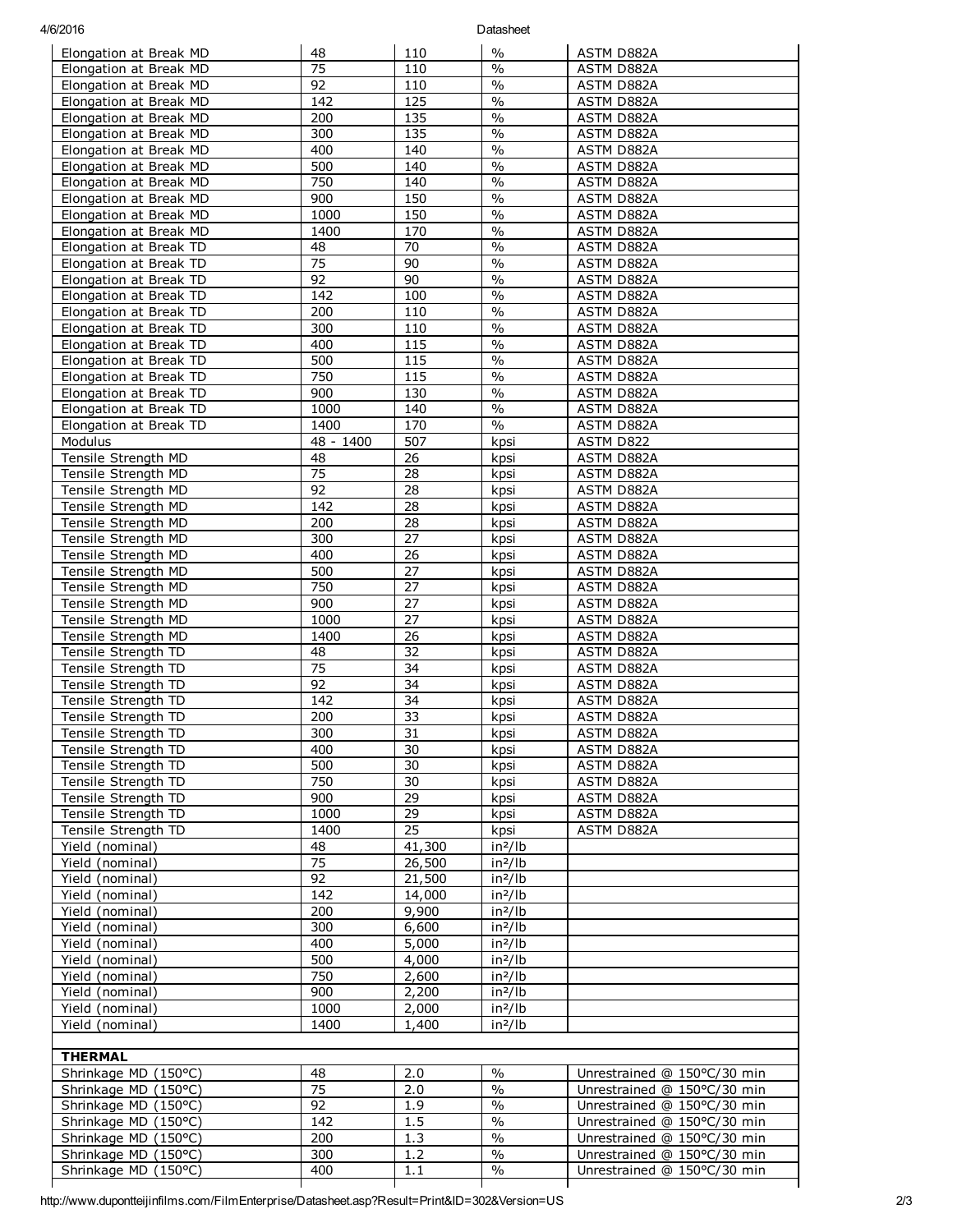| | | | | |
|---|---|---|---|---|
| Elongation at Break MD | 48 | 110 | % | ASTM D882A |
| Elongation at Break MD | 75 | 110 | % | ASTM D882A |
| Elongation at Break MD | 92 | 110 | % | ASTM D882A |
| Elongation at Break MD | 142 | 125 | % | ASTM D882A |
| Elongation at Break MD | 200 | 135 | % | ASTM D882A |
| Elongation at Break MD | 300 | 135 | % | ASTM D882A |
| Elongation at Break MD | 400 | 140 | % | ASTM D882A |
| Elongation at Break MD | 500 | 140 | % | ASTM D882A |
| Elongation at Break MD | 750 | 140 | % | ASTM D882A |
| Elongation at Break MD | 900 | 150 | % | ASTM D882A |
| Elongation at Break MD | 1000 | 150 | % | ASTM D882A |
| Elongation at Break MD | 1400 | 170 | % | ASTM D882A |
| Elongation at Break TD | 48 | 70 | % | ASTM D882A |
| Elongation at Break TD | 75 | 90 | % | ASTM D882A |
| Elongation at Break TD | 92 | 90 | % | ASTM D882A |
| Elongation at Break TD | 142 | 100 | % | ASTM D882A |
| Elongation at Break TD | 200 | 110 | % | ASTM D882A |
| Elongation at Break TD | 300 | 110 | % | ASTM D882A |
| Elongation at Break TD | 400 | 115 | % | ASTM D882A |
| Elongation at Break TD | 500 | 115 | % | ASTM D882A |
| Elongation at Break TD | 750 | 115 | % | ASTM D882A |
| Elongation at Break TD | 900 | 130 | % | ASTM D882A |
| Elongation at Break TD | 1000 | 140 | % | ASTM D882A |
| Elongation at Break TD | 1400 | 170 | % | ASTM D882A |
| Modulus | 48 - 1400 | 507 | kpsi | ASTM D822 |
| Tensile Strength MD | 48 | 26 | kpsi | ASTM D882A |
| Tensile Strength MD | 75 | 28 | kpsi | ASTM D882A |
| Tensile Strength MD | 92 | 28 | kpsi | ASTM D882A |
| Tensile Strength MD | 142 | 28 | kpsi | ASTM D882A |
| Tensile Strength MD | 200 | 28 | kpsi | ASTM D882A |
| Tensile Strength MD | 300 | 27 | kpsi | ASTM D882A |
| Tensile Strength MD | 400 | 26 | kpsi | ASTM D882A |
| Tensile Strength MD | 500 | 27 | kpsi | ASTM D882A |
| Tensile Strength MD | 750 | 27 | kpsi | ASTM D882A |
| Tensile Strength MD | 900 | 27 | kpsi | ASTM D882A |
| Tensile Strength MD | 1000 | 27 | kpsi | ASTM D882A |
| Tensile Strength MD | 1400 | 26 | kpsi | ASTM D882A |
| Tensile Strength TD | 48 | 32 | kpsi | ASTM D882A |
| Tensile Strength TD | 75 | 34 | kpsi | ASTM D882A |
| Tensile Strength TD | 92 | 34 | kpsi | ASTM D882A |
| Tensile Strength TD | 142 | 34 | kpsi | ASTM D882A |
| Tensile Strength TD | 200 | 33 | kpsi | ASTM D882A |
| Tensile Strength TD | 300 | 31 | kpsi | ASTM D882A |
| Tensile Strength TD | 400 | 30 | kpsi | ASTM D882A |
| Tensile Strength TD | 500 | 30 | kpsi | ASTM D882A |
| Tensile Strength TD | 750 | 30 | kpsi | ASTM D882A |
| Tensile Strength TD | 900 | 29 | kpsi | ASTM D882A |
| Tensile Strength TD | 1000 | 29 | kpsi | ASTM D882A |
| Tensile Strength TD | 1400 | 25 | kpsi | ASTM D882A |
| Yield (nominal) | 48 | 41,300 | in²/lb | |
| Yield (nominal) | 75 | 26,500 | in²/lb | |
| Yield (nominal) | 92 | 21,500 | in²/lb | |
| Yield (nominal) | 142 | 14,000 | in²/lb | |
| Yield (nominal) | 200 | 9,900 | in²/lb | |
| Yield (nominal) | 300 | 6,600 | in²/lb | |
| Yield (nominal) | 400 | 5,000 | in²/lb | |
| Yield (nominal) | 500 | 4,000 | in²/lb | |
| Yield (nominal) | 750 | 2,600 | in²/lb | |
| Yield (nominal) | 900 | 2,200 | in²/lb | |
| Yield (nominal) | 1000 | 2,000 | in²/lb | |
| Yield (nominal) | 1400 | 1,400 | in²/lb | |
| | | | | |
| **THERMAL** | | | | |
| Shrinkage MD (150°C) | 48 | 2.0 | % | Unrestrained @ 150°C/30 min |
| Shrinkage MD (150°C) | 75 | 2.0 | % | Unrestrained @ 150°C/30 min |
| Shrinkage MD (150°C) | 92 | 1.9 | % | Unrestrained @ 150°C/30 min |
| Shrinkage MD (150°C) | 142 | 1.5 | % | Unrestrained @ 150°C/30 min |
| Shrinkage MD (150°C) | 200 | 1.3 | % | Unrestrained @ 150°C/30 min |
| Shrinkage MD (150°C) | 300 | 1.2 | % | Unrestrained @ 150°C/30 min |
| Shrinkage MD (150°C) | 400 | 1.1 | % | Unrestrained @ 150°C/30 min |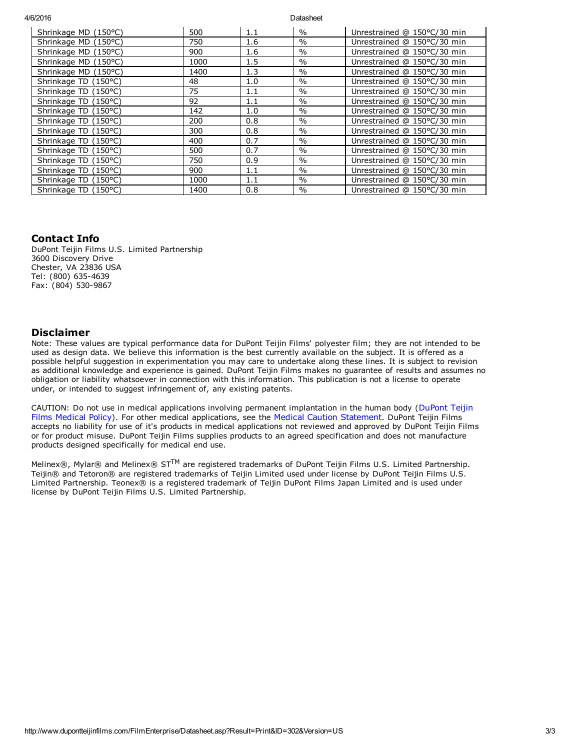| | | | | |
|---|---|---|---|---|
| Shrinkage MD (150°C) | 500 | 1.1 | % | Unrestrained @ 150°C/30 min |
| Shrinkage MD (150°C) | 750 | 1.6 | % | Unrestrained @ 150°C/30 min |
| Shrinkage MD (150°C) | 900 | 1.6 | % | Unrestrained @ 150°C/30 min |
| Shrinkage MD (150°C) | 1000 | 1.5 | % | Unrestrained @ 150°C/30 min |
| Shrinkage MD (150°C) | 1400 | 1.3 | % | Unrestrained @ 150°C/30 min |
| Shrinkage TD (150°C) | 48 | 1.0 | % | Unrestrained @ 150°C/30 min |
| Shrinkage TD (150°C) | 75 | 1.1 | % | Unrestrained @ 150°C/30 min |
| Shrinkage TD (150°C) | 92 | 1.1 | % | Unrestrained @ 150°C/30 min |
| Shrinkage TD (150°C) | 142 | 1.0 | % | Unrestrained @ 150°C/30 min |
| Shrinkage TD (150°C) | 200 | 0.8 | % | Unrestrained @ 150°C/30 min |
| Shrinkage TD (150°C) | 300 | 0.8 | % | Unrestrained @ 150°C/30 min |
| Shrinkage TD (150°C) | 400 | 0.7 | % | Unrestrained @ 150°C/30 min |
| Shrinkage TD (150°C) | 500 | 0.7 | % | Unrestrained @ 150°C/30 min |
| Shrinkage TD (150°C) | 750 | 0.9 | % | Unrestrained @ 150°C/30 min |
| Shrinkage TD (150°C) | 900 | 1.1 | % | Unrestrained @ 150°C/30 min |
| Shrinkage TD (150°C) | 1000 | 1.1 | % | Unrestrained @ 150°C/30 min |
| Shrinkage TD (150°C) | 1400 | 0.8 | % | Unrestrained @ 150°C/30 min |

## Contact Info

DuPont Teijin Films U.S. Limited Partnership
3600 Discovery Drive
Chester, VA 23836 USA
Tel: (800) 635-4639
Fax: (804) 530-9867

## Disclaimer

Note: These values are typical performance data for DuPont Teijin Films' polyester film; they are not intended to be used as design data. We believe this information is the best currently available on the subject. It is offered as a possible helpful suggestion in experimentation you may care to undertake along these lines. It is subject to revision as additional knowledge and experience is gained. DuPont Teijin Films makes no guarantee of results and assumes no obligation or liability whatsoever in connection with this information. This publication is not a license to operate under, or intended to suggest infringement of, any existing patents.

CAUTION: Do not use in medical applications involving permanent implantation in the human body (DuPont Teijin Films Medical Policy). For other medical applications, see the Medical Caution Statement. DuPont Teijin Films accepts no liability for use of it's products in medical applications not reviewed and approved by DuPont Teijin Films or for product misuse. DuPont Teijin Films supplies products to an agreed specification and does not manufacture products designed specifically for medical end use.

Melinex®, Mylar® and Melinex® ST™ are registered trademarks of DuPont Teijin Films U.S. Limited Partnership. Teijin® and Tetoron® are registered trademarks of Teijin Limited used under license by DuPont Teijin Films U.S. Limited Partnership. Teonex® is a registered trademark of Teijin DuPont Films Japan Limited and is used under license by DuPont Teijin Films U.S. Limited Partnership.